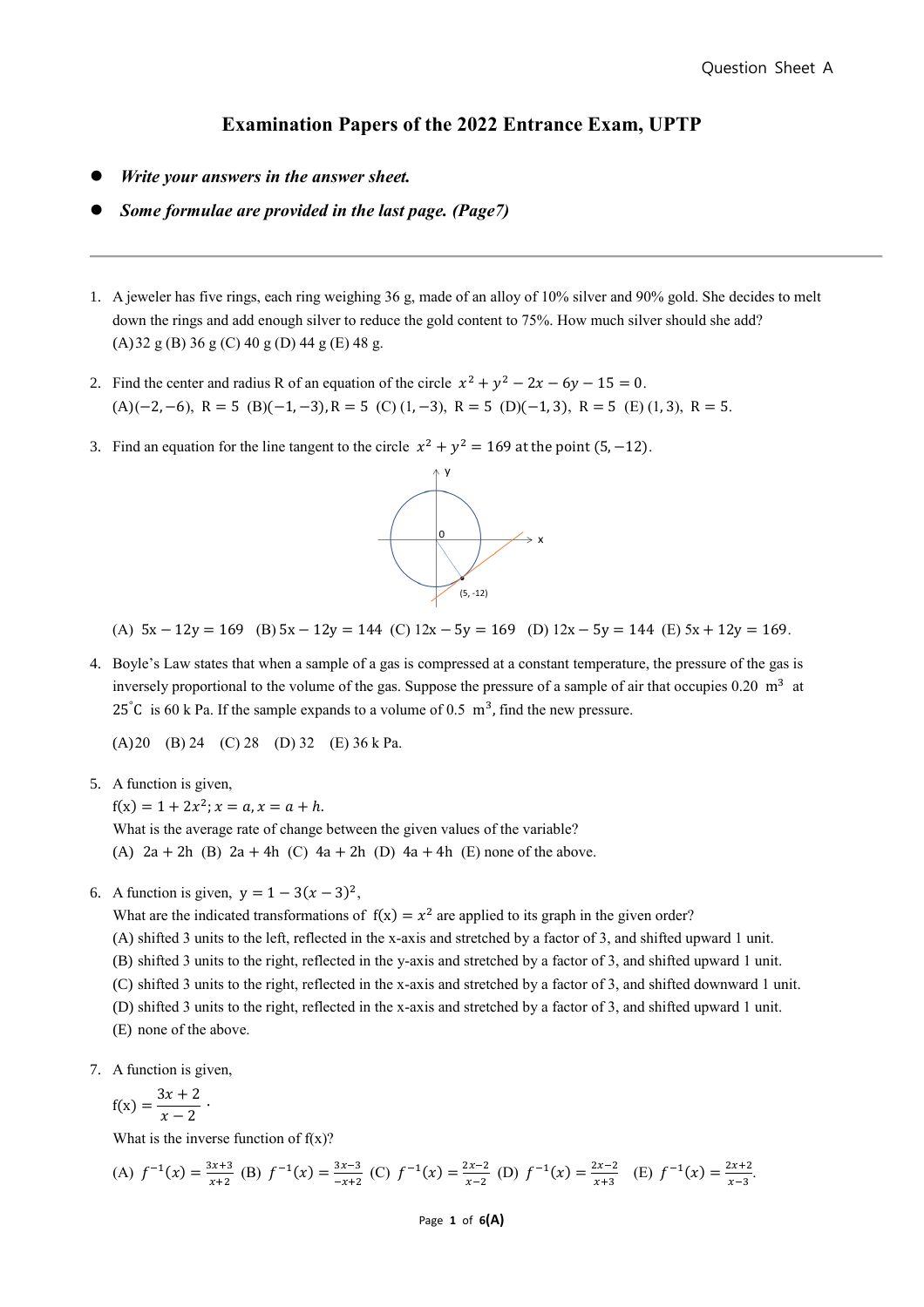Question Sheet A

# Examination Papers of the 2022 Entrance Exam, UPTP

- ***Write your answers in the answer sheet.***
- ***Some formulae are provided in the last page. (Page7)***

---

1. A jeweler has five rings, each ring weighing 36 g, made of an alloy of 10% silver and 90% gold. She decides to melt down the rings and add enough silver to reduce the gold content to 75%. How much silver should she add?
(A) 32 g (B) 36 g (C) 40 g (D) 44 g (E) 48 g.

2. Find the center and radius R of an equation of the circle $x^2 + y^2 - 2x - 6y - 15 = 0$.
(A) $(-2, -6)$, $R = 5$ (B) $(-1, -3)$, $R = 5$ (C) $(1, -3)$, $R = 5$ (D) $(-1, 3)$, $R = 5$ (E) $(1, 3)$, $R = 5$.

3. Find an equation for the line tangent to the circle $x^2 + y^2 = 169$ at the point $(5, -12)$.

(A) $5x - 12y = 169$ (B) $5x - 12y = 144$ (C) $12x - 5y = 169$ (D) $12x - 5y = 144$ (E) $5x + 12y = 169$.

4. Boyle's Law states that when a sample of a gas is compressed at a constant temperature, the pressure of the gas is inversely proportional to the volume of the gas. Suppose the pressure of a sample of air that occupies 0.20 $m^3$ at 25°C is 60 k Pa. If the sample expands to a volume of 0.5 $m^3$, find the new pressure.

(A) 20 (B) 24 (C) 28 (D) 32 (E) 36 k Pa.

5. A function is given,
$f(x) = 1 + 2x^2; x = a, x = a + h.$
What is the average rate of change between the given values of the variable?
(A) $2a + 2h$ (B) $2a + 4h$ (C) $4a + 2h$ (D) $4a + 4h$ (E) none of the above.

6. A function is given, $y = 1 - 3(x - 3)^2$,
What are the indicated transformations of $f(x) = x^2$ are applied to its graph in the given order?
(A) shifted 3 units to the left, reflected in the x-axis and stretched by a factor of 3, and shifted upward 1 unit.
(B) shifted 3 units to the right, reflected in the y-axis and stretched by a factor of 3, and shifted upward 1 unit.
(C) shifted 3 units to the right, reflected in the x-axis and stretched by a factor of 3, and shifted downward 1 unit.
(D) shifted 3 units to the right, reflected in the x-axis and stretched by a factor of 3, and shifted upward 1 unit.
(E) none of the above.

7. A function is given,
$$f(x) = \frac{3x + 2}{x - 2}.$$
What is the inverse function of f(x)?

(A) $f^{-1}(x) = \frac{3x+3}{x+2}$ (B) $f^{-1}(x) = \frac{3x-3}{-x+2}$ (C) $f^{-1}(x) = \frac{2x-2}{x-2}$ (D) $f^{-1}(x) = \frac{2x-2}{x+3}$ (E) $f^{-1}(x) = \frac{2x+2}{x-3}$.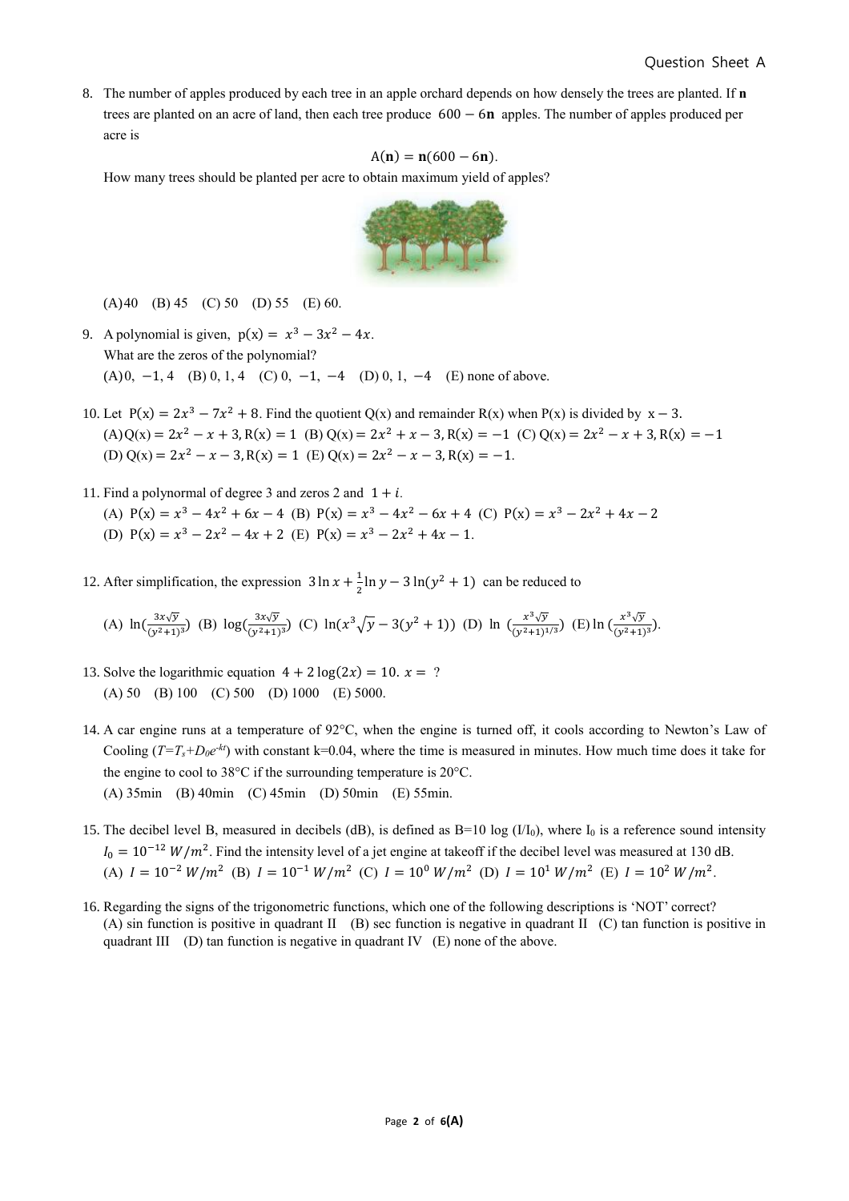8. The number of apples produced by each tree in an apple orchard depends on how densely the trees are planted. If **n** trees are planted on an acre of land, then each tree produce $600 - 6\mathbf{n}$ apples. The number of apples produced per acre is

$$A(\mathbf{n}) = \mathbf{n}(600 - 6\mathbf{n}).$$

How many trees should be planted per acre to obtain maximum yield of apples?

(A) 40 (B) 45 (C) 50 (D) 55 (E) 60.

9. A polynomial is given, $p(x) = x^3 - 3x^2 - 4x$.
What are the zeros of the polynomial?
(A) $0, -1, 4$ (B) $0, 1, 4$ (C) $0, -1, -4$ (D) $0, 1, -4$ (E) none of above.

10. Let $P(x) = 2x^3 - 7x^2 + 8$. Find the quotient Q(x) and remainder R(x) when P(x) is divided by $x - 3$.
(A) $Q(x) = 2x^2 - x + 3, R(x) = 1$ (B) $Q(x) = 2x^2 + x - 3, R(x) = -1$ (C) $Q(x) = 2x^2 - x + 3, R(x) = -1$
(D) $Q(x) = 2x^2 - x - 3, R(x) = 1$ (E) $Q(x) = 2x^2 - x - 3, R(x) = -1$.

11. Find a polynormal of degree 3 and zeros 2 and $1 + i$.
(A) $P(x) = x^3 - 4x^2 + 6x - 4$ (B) $P(x) = x^3 - 4x^2 - 6x + 4$ (C) $P(x) = x^3 - 2x^2 + 4x - 2$
(D) $P(x) = x^3 - 2x^2 - 4x + 2$ (E) $P(x) = x^3 - 2x^2 + 4x - 1$.

12. After simplification, the expression $3\ln x + \frac{1}{2}\ln y - 3\ln(y^2 + 1)$ can be reduced to

(A) $\ln(\frac{3x\sqrt{y}}{(y^2+1)^3})$ (B) $\log(\frac{3x\sqrt{y}}{(y^2+1)^3})$ (C) $\ln(x^3\sqrt{y} - 3(y^2 + 1))$ (D) $\ln(\frac{x^3\sqrt{y}}{(y^2+1)^{1/3}})$ (E) $\ln(\frac{x^3\sqrt{y}}{(y^2+1)^3})$.

13. Solve the logarithmic equation $4 + 2\log(2x) = 10$. $x =$ ?
(A) 50 (B) 100 (C) 500 (D) 1000 (E) 5000.

14. A car engine runs at a temperature of 92°C, when the engine is turned off, it cools according to Newton's Law of Cooling ($T=T_s+D_0e^{-kt}$) with constant k=0.04, where the time is measured in minutes. How much time does it take for the engine to cool to 38°C if the surrounding temperature is 20°C.
(A) 35min (B) 40min (C) 45min (D) 50min (E) 55min.

15. The decibel level B, measured in decibels (dB), is defined as B=10 log ($I/I_0$), where $I_0$ is a reference sound intensity $I_0 = 10^{-12}\ W/m^2$. Find the intensity level of a jet engine at takeoff if the decibel level was measured at 130 dB.
(A) $I = 10^{-2}\ W/m^2$ (B) $I = 10^{-1}\ W/m^2$ (C) $I = 10^{0}\ W/m^2$ (D) $I = 10^{1}\ W/m^2$ (E) $I = 10^{2}\ W/m^2$.

16. Regarding the signs of the trigonometric functions, which one of the following descriptions is 'NOT' correct?
(A) sin function is positive in quadrant II (B) sec function is negative in quadrant II (C) tan function is positive in quadrant III (D) tan function is negative in quadrant IV (E) none of the above.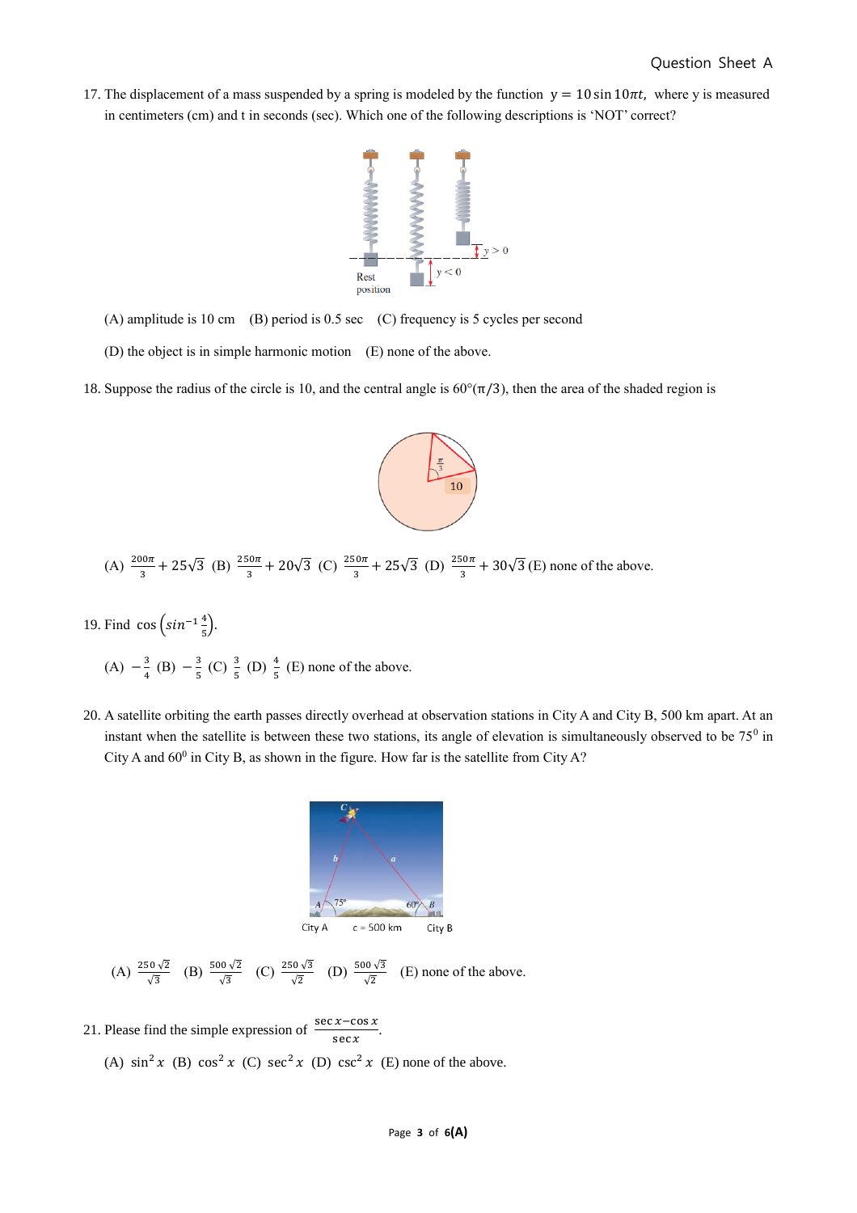17. The displacement of a mass suspended by a spring is modeled by the function $y = 10\sin 10\pi t$, where y is measured in centimeters (cm) and t in seconds (sec). Which one of the following descriptions is 'NOT' correct?

(A) amplitude is 10 cm (B) period is 0.5 sec (C) frequency is 5 cycles per second

(D) the object is in simple harmonic motion (E) none of the above.

18. Suppose the radius of the circle is 10, and the central angle is $60°(\pi/3)$, then the area of the shaded region is

(A) $\frac{200\pi}{3} + 25\sqrt{3}$ (B) $\frac{250\pi}{3} + 20\sqrt{3}$ (C) $\frac{250\pi}{3} + 25\sqrt{3}$ (D) $\frac{250\pi}{3} + 30\sqrt{3}$ (E) none of the above.

19. Find $\cos\left(\sin^{-1}\frac{4}{5}\right)$.

(A) $-\frac{3}{4}$ (B) $-\frac{3}{5}$ (C) $\frac{3}{5}$ (D) $\frac{4}{5}$ (E) none of the above.

20. A satellite orbiting the earth passes directly overhead at observation stations in City A and City B, 500 km apart. At an instant when the satellite is between these two stations, its angle of elevation is simultaneously observed to be $75^0$ in City A and $60^0$ in City B, as shown in the figure. How far is the satellite from City A?

(A) $\frac{250\sqrt{2}}{\sqrt{3}}$ (B) $\frac{500\sqrt{2}}{\sqrt{3}}$ (C) $\frac{250\sqrt{3}}{\sqrt{2}}$ (D) $\frac{500\sqrt{3}}{\sqrt{2}}$ (E) none of the above.

21. Please find the simple expression of $\frac{\sec x - \cos x}{\sec x}$.

(A) $\sin^2 x$ (B) $\cos^2 x$ (C) $\sec^2 x$ (D) $\csc^2 x$ (E) none of the above.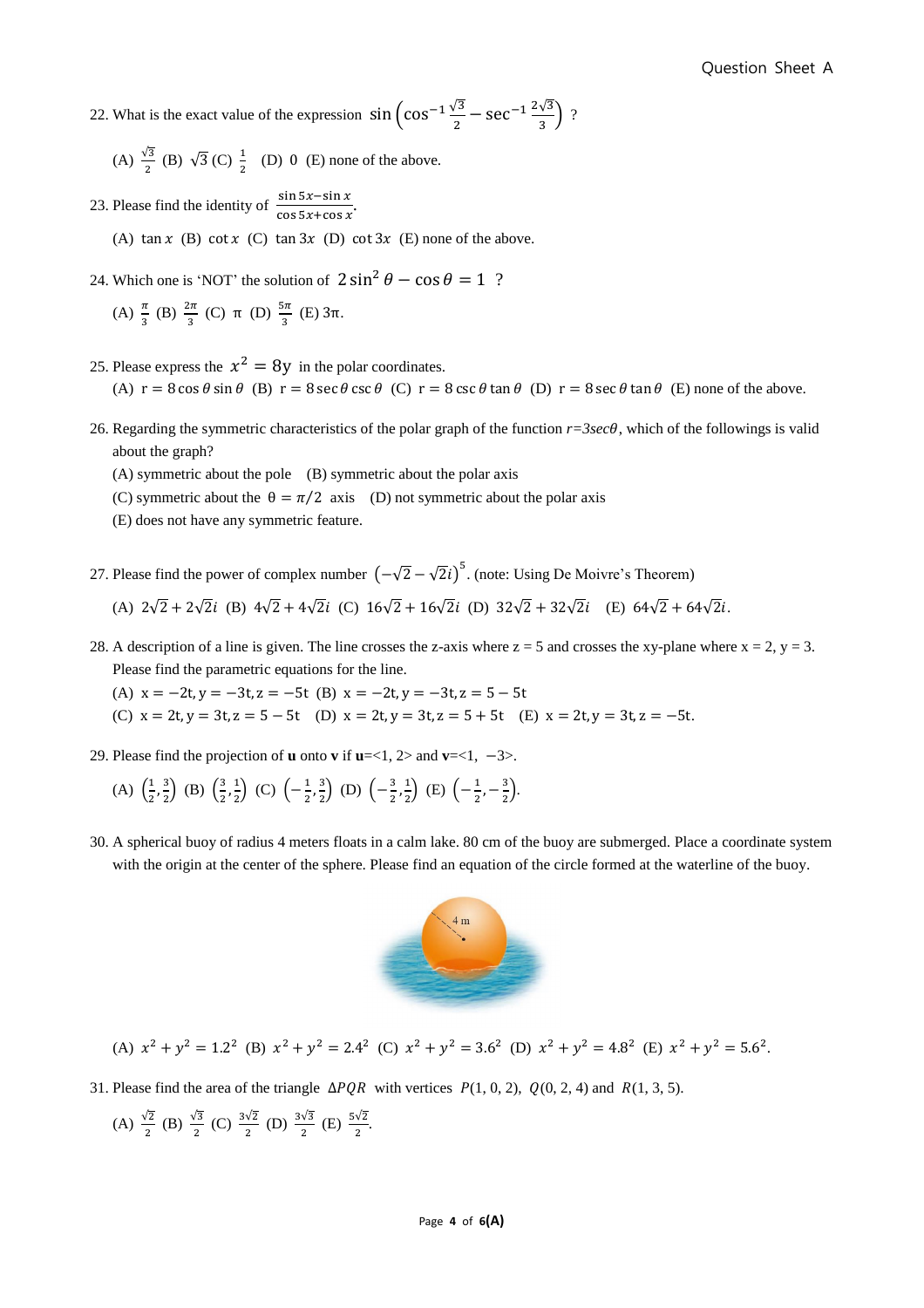22. What is the exact value of the expression $\sin\left(\cos^{-1}\frac{\sqrt{3}}{2} - \sec^{-1}\frac{2\sqrt{3}}{3}\right)$ ?

   (A) $\frac{\sqrt{3}}{2}$ (B) $\sqrt{3}$ (C) $\frac{1}{2}$ (D) 0 (E) none of the above.

23. Please find the identity of $\frac{\sin 5x - \sin x}{\cos 5x + \cos x}$.

   (A) $\tan x$ (B) $\cot x$ (C) $\tan 3x$ (D) $\cot 3x$ (E) none of the above.

24. Which one is 'NOT' the solution of $2\sin^2\theta - \cos\theta = 1$ ?

   (A) $\frac{\pi}{3}$ (B) $\frac{2\pi}{3}$ (C) π (D) $\frac{5\pi}{3}$ (E) 3π.

25. Please express the $x^2 = 8y$ in the polar coordinates.

   (A) $r = 8\cos\theta\sin\theta$ (B) $r = 8\sec\theta\csc\theta$ (C) $r = 8\csc\theta\tan\theta$ (D) $r = 8\sec\theta\tan\theta$ (E) none of the above.

26. Regarding the symmetric characteristics of the polar graph of the function $r=3\sec\theta$, which of the followings is valid about the graph?

   (A) symmetric about the pole (B) symmetric about the polar axis

   (C) symmetric about the $\theta = \pi/2$ axis (D) not symmetric about the polar axis

   (E) does not have any symmetric feature.

27. Please find the power of complex number $\left(-\sqrt{2} - \sqrt{2}i\right)^5$. (note: Using De Moivre's Theorem)

   (A) $2\sqrt{2} + 2\sqrt{2}i$ (B) $4\sqrt{2} + 4\sqrt{2}i$ (C) $16\sqrt{2} + 16\sqrt{2}i$ (D) $32\sqrt{2} + 32\sqrt{2}i$ (E) $64\sqrt{2} + 64\sqrt{2}i$.

28. A description of a line is given. The line crosses the z-axis where z = 5 and crosses the xy-plane where x = 2, y = 3. Please find the parametric equations for the line.

   (A) $x = -2t, y = -3t, z = -5t$ (B) $x = -2t, y = -3t, z = 5 - 5t$

   (C) $x = 2t, y = 3t, z = 5 - 5t$ (D) $x = 2t, y = 3t, z = 5 + 5t$ (E) $x = 2t, y = 3t, z = -5t$.

29. Please find the projection of **u** onto **v** if **u**=<1, 2> and **v**=<1, −3>.

   (A) $\left(\frac{1}{2}, \frac{3}{2}\right)$ (B) $\left(\frac{3}{2}, \frac{1}{2}\right)$ (C) $\left(-\frac{1}{2}, \frac{3}{2}\right)$ (D) $\left(-\frac{3}{2}, \frac{1}{2}\right)$ (E) $\left(-\frac{1}{2}, -\frac{3}{2}\right)$.

30. A spherical buoy of radius 4 meters floats in a calm lake. 80 cm of the buoy are submerged. Place a coordinate system with the origin at the center of the sphere. Please find an equation of the circle formed at the waterline of the buoy.

   (A) $x^2 + y^2 = 1.2^2$ (B) $x^2 + y^2 = 2.4^2$ (C) $x^2 + y^2 = 3.6^2$ (D) $x^2 + y^2 = 4.8^2$ (E) $x^2 + y^2 = 5.6^2$.

31. Please find the area of the triangle $\Delta PQR$ with vertices $P(1, 0, 2)$, $Q(0, 2, 4)$ and $R(1, 3, 5)$.

   (A) $\frac{\sqrt{2}}{2}$ (B) $\frac{\sqrt{3}}{2}$ (C) $\frac{3\sqrt{2}}{2}$ (D) $\frac{3\sqrt{3}}{2}$ (E) $\frac{5\sqrt{2}}{2}$.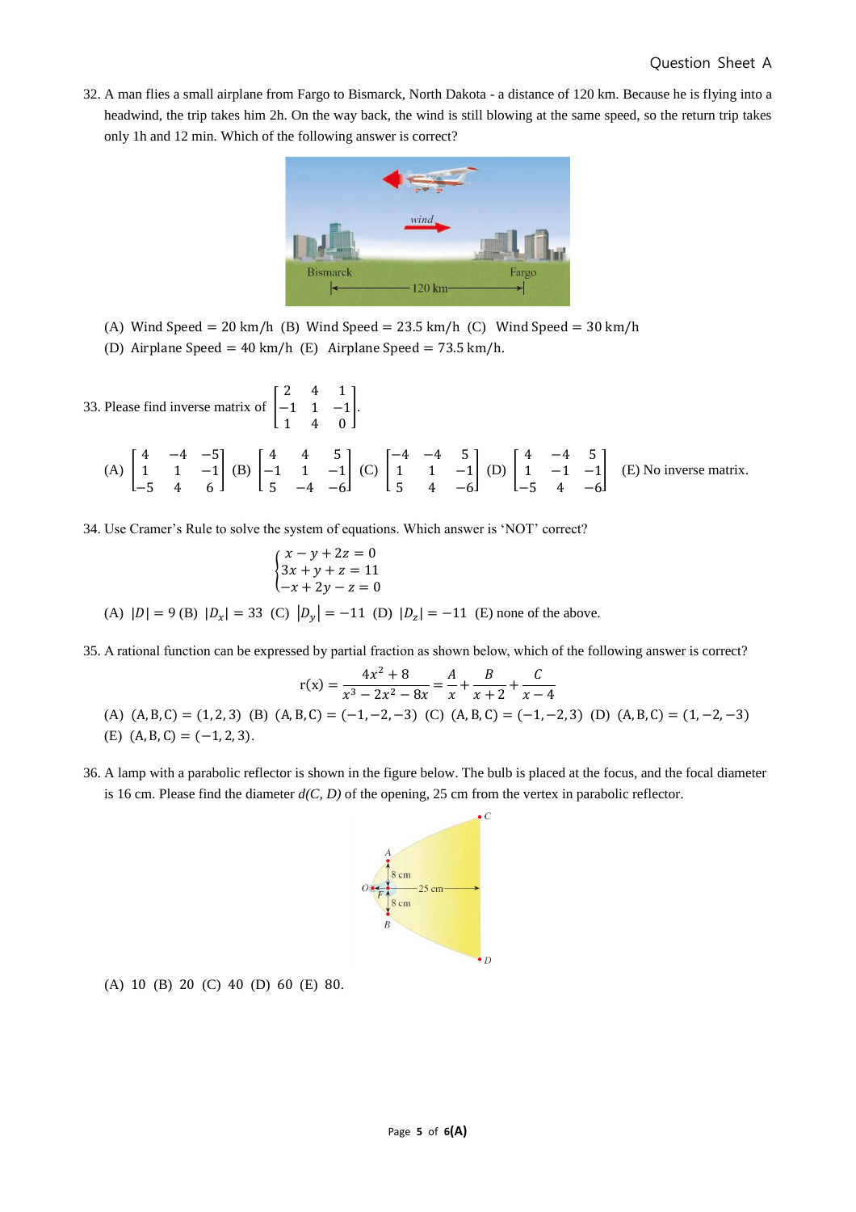32. A man flies a small airplane from Fargo to Bismarck, North Dakota - a distance of 120 km. Because he is flying into a headwind, the trip takes him 2h. On the way back, the wind is still blowing at the same speed, so the return trip takes only 1h and 12 min. Which of the following answer is correct?

(A) Wind Speed = 20 km/h (B) Wind Speed = 23.5 km/h (C) Wind Speed = 30 km/h
(D) Airplane Speed = 40 km/h (E) Airplane Speed = 73.5 km/h.

33. Please find inverse matrix of $\begin{bmatrix} 2 & 4 & 1 \\ -1 & 1 & -1 \\ 1 & 4 & 0 \end{bmatrix}$.

(A) $\begin{bmatrix} 4 & -4 & -5 \\ 1 & 1 & -1 \\ -5 & 4 & 6 \end{bmatrix}$ (B) $\begin{bmatrix} 4 & 4 & 5 \\ -1 & 1 & -1 \\ 5 & -4 & -6 \end{bmatrix}$ (C) $\begin{bmatrix} -4 & -4 & 5 \\ 1 & 1 & -1 \\ 5 & 4 & -6 \end{bmatrix}$ (D) $\begin{bmatrix} 4 & -4 & 5 \\ 1 & -1 & -1 \\ -5 & 4 & -6 \end{bmatrix}$ (E) No inverse matrix.

34. Use Cramer's Rule to solve the system of equations. Which answer is 'NOT' correct?

$$\begin{cases} x - y + 2z = 0 \\ 3x + y + z = 11 \\ -x + 2y - z = 0 \end{cases}$$

(A) $|D| = 9$ (B) $|D_x| = 33$ (C) $|D_y| = -11$ (D) $|D_z| = -11$ (E) none of the above.

35. A rational function can be expressed by partial fraction as shown below, which of the following answer is correct?

$$\mathrm{r}(x) = \frac{4x^2 + 8}{x^3 - 2x^2 - 8x} = \frac{A}{x} + \frac{B}{x+2} + \frac{C}{x-4}$$

(A) $(A, B, C) = (1, 2, 3)$ (B) $(A, B, C) = (-1, -2, -3)$ (C) $(A, B, C) = (-1, -2, 3)$ (D) $(A, B, C) = (1, -2, -3)$
(E) $(A, B, C) = (-1, 2, 3)$.

36. A lamp with a parabolic reflector is shown in the figure below. The bulb is placed at the focus, and the focal diameter is 16 cm. Please find the diameter *d(C, D)* of the opening, 25 cm from the vertex in parabolic reflector.

(A) 10 (B) 20 (C) 40 (D) 60 (E) 80.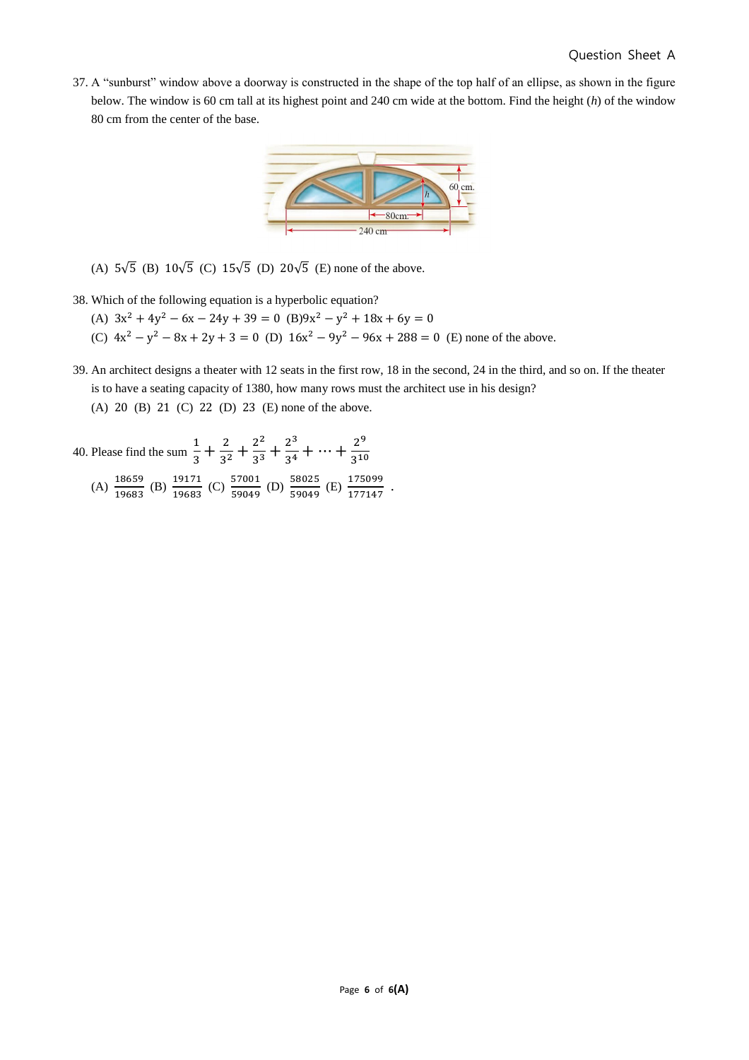37. A "sunburst" window above a doorway is constructed in the shape of the top half of an ellipse, as shown in the figure below. The window is 60 cm tall at its highest point and 240 cm wide at the bottom. Find the height ($h$) of the window 80 cm from the center of the base.

60 cm.

$h$

80cm.

240 cm

(A) $5\sqrt{5}$ (B) $10\sqrt{5}$ (C) $15\sqrt{5}$ (D) $20\sqrt{5}$ (E) none of the above.

38. Which of the following equation is a hyperbolic equation?

(A) $3x^2 + 4y^2 - 6x - 24y + 39 = 0$ (B) $9x^2 - y^2 + 18x + 6y = 0$

(C) $4x^2 - y^2 - 8x + 2y + 3 = 0$ (D) $16x^2 - 9y^2 - 96x + 288 = 0$ (E) none of the above.

39. An architect designs a theater with 12 seats in the first row, 18 in the second, 24 in the third, and so on. If the theater is to have a seating capacity of 1380, how many rows must the architect use in his design?

(A) 20 (B) 21 (C) 22 (D) 23 (E) none of the above.

40. Please find the sum $\frac{1}{3} + \frac{2}{3^2} + \frac{2^2}{3^3} + \frac{2^3}{3^4} + \cdots + \frac{2^9}{3^{10}}$

(A) $\frac{18659}{19683}$ (B) $\frac{19171}{19683}$ (C) $\frac{57001}{59049}$ (D) $\frac{58025}{59049}$ (E) $\frac{175099}{177147}$ .